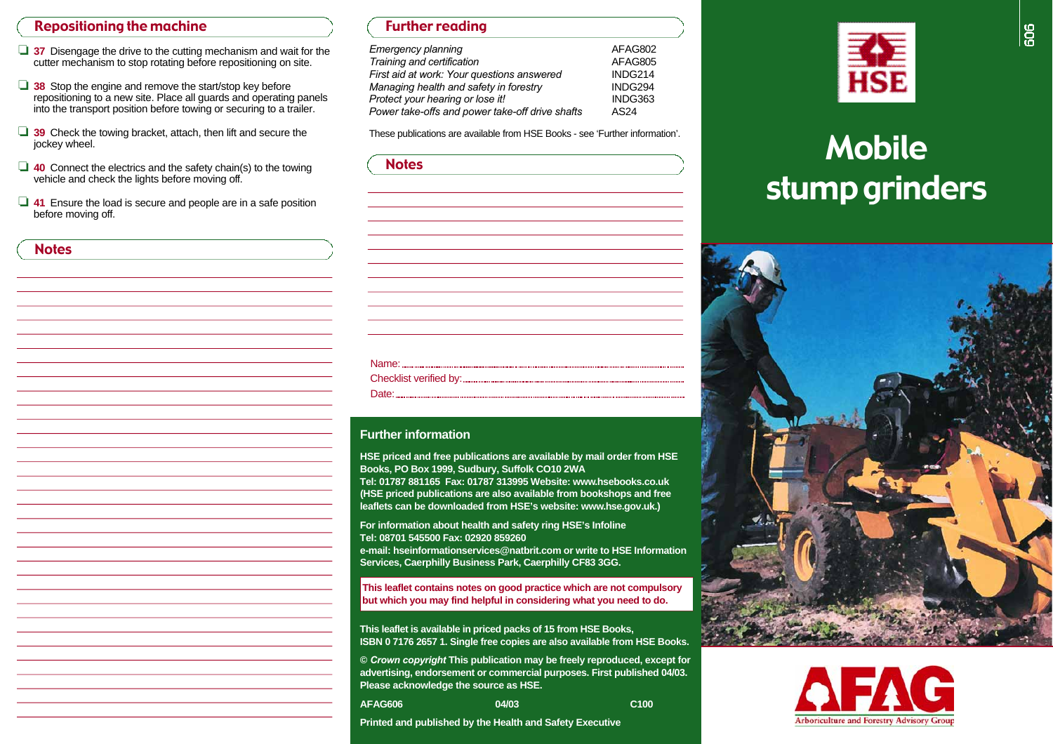## Repositioning the machine

- ❑ **37** Disengage the drive to the cutting mechanism and wait for the cutter mechanism to stop rotating before repositioning on site.
- ❑ **38** Stop the engine and remove the start/stop key before repositioning to a new site. Place all guards and operating panels into the transport position before towing or securing to a trailer.
- ❑ **39** Check the towing bracket, attach, then lift and secure the jockey wheel.
- ❑ **40** Connect the electrics and the safety chain(s) to the towing vehicle and check the lights before moving off.
- ❑ **41** Ensure the load is secure and people are in a safe position before moving off.

## Notes

## Further reading

| | |
|---|---|
| *Emergency planning* | AFAG802 |
| *Training and certification* | AFAG805 |
| *First aid at work: Your questions answered* | INDG214 |
| *Managing health and safety in forestry* | INDG294 |
| *Protect your hearing or lose it!* | INDG363 |
| *Power take-offs and power take-off drive shafts* | AS24 |

These publications are available from HSE Books - see 'Further information'.

## Notes

Name: ...............................................

Checklist verified by: ...............................................

Date: ...............................................

## Further information

**HSE priced and free publications are available by mail order from HSE Books, PO Box 1999, Sudbury, Suffolk CO10 2WA**
**Tel: 01787 881165 Fax: 01787 313995 Website: www.hsebooks.co.uk**
**(HSE priced publications are also available from bookshops and free leaflets can be downloaded from HSE's website: www.hse.gov.uk.)**

**For information about health and safety ring HSE's Infoline**
**Tel: 08701 545500 Fax: 02920 859260**
**e-mail: hseinformationservices@natbrit.com or write to HSE Information Services, Caerphilly Business Park, Caerphilly CF83 3GG.**

**This leaflet contains notes on good practice which are not compulsory but which you may find helpful in considering what you need to do.**

**This leaflet is available in priced packs of 15 from HSE Books, ISBN 0 7176 2657 1. Single free copies are also available from HSE Books.**

**© *Crown copyright* This publication may be freely reproduced, except for advertising, endorsement or commercial purposes. First published 04/03. Please acknowledge the source as HSE.**

**AFAG606 04/03 C100**

**Printed and published by the Health and Safety Executive**

606

HSE

# Mobile stump grinders

AFAG Arboriculture and Forestry Advisory Group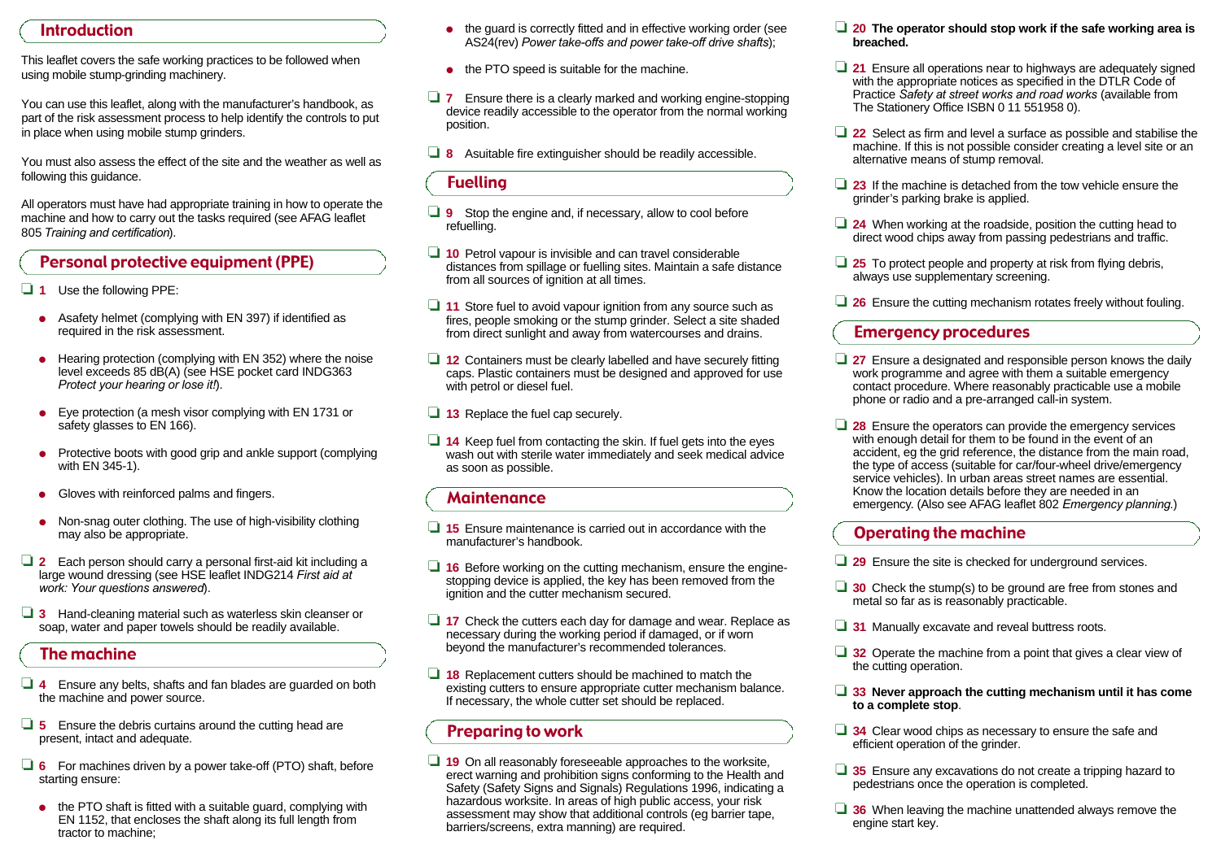## Introduction

This leaflet covers the safe working practices to be followed when using mobile stump-grinding machinery.

You can use this leaflet, along with the manufacturer's handbook, as part of the risk assessment process to help identify the controls to put in place when using mobile stump grinders.

You must also assess the effect of the site and the weather as well as following this guidance.

All operators must have had appropriate training in how to operate the machine and how to carry out the tasks required (see AFAG leaflet 805 *Training and certification*).

## Personal protective equipment (PPE)

❑ **1** Use the following PPE:

- Asafety helmet (complying with EN 397) if identified as required in the risk assessment.
- Hearing protection (complying with EN 352) where the noise level exceeds 85 dB(A) (see HSE pocket card INDG363 *Protect your hearing or lose it!*).
- Eye protection (a mesh visor complying with EN 1731 or safety glasses to EN 166).
- Protective boots with good grip and ankle support (complying with EN 345-1).
- Gloves with reinforced palms and fingers.
- Non-snag outer clothing. The use of high-visibility clothing may also be appropriate.

❑ **2** Each person should carry a personal first-aid kit including a large wound dressing (see HSE leaflet INDG214 *First aid at work: Your questions answered*).

❑ **3** Hand-cleaning material such as waterless skin cleanser or soap, water and paper towels should be readily available.

## The machine

❑ **4** Ensure any belts, shafts and fan blades are guarded on both the machine and power source.

❑ **5** Ensure the debris curtains around the cutting head are present, intact and adequate.

❑ **6** For machines driven by a power take-off (PTO) shaft, before starting ensure:

- the PTO shaft is fitted with a suitable guard, complying with EN 1152, that encloses the shaft along its full length from tractor to machine;
- the guard is correctly fitted and in effective working order (see AS24(rev) *Power take-offs and power take-off drive shafts*);
- the PTO speed is suitable for the machine.

❑ **7** Ensure there is a clearly marked and working engine-stopping device readily accessible to the operator from the normal working position.

❑ **8** Asuitable fire extinguisher should be readily accessible.

## Fuelling

❑ **9** Stop the engine and, if necessary, allow to cool before refuelling.

❑ **10** Petrol vapour is invisible and can travel considerable distances from spillage or fuelling sites. Maintain a safe distance from all sources of ignition at all times.

❑ **11** Store fuel to avoid vapour ignition from any source such as fires, people smoking or the stump grinder. Select a site shaded from direct sunlight and away from watercourses and drains.

❑ **12** Containers must be clearly labelled and have securely fitting caps. Plastic containers must be designed and approved for use with petrol or diesel fuel.

❑ **13** Replace the fuel cap securely.

❑ **14** Keep fuel from contacting the skin. If fuel gets into the eyes wash out with sterile water immediately and seek medical advice as soon as possible.

## Maintenance

❑ **15** Ensure maintenance is carried out in accordance with the manufacturer's handbook.

❑ **16** Before working on the cutting mechanism, ensure the engine-stopping device is applied, the key has been removed from the ignition and the cutter mechanism secured.

❑ **17** Check the cutters each day for damage and wear. Replace as necessary during the working period if damaged, or if worn beyond the manufacturer's recommended tolerances.

❑ **18** Replacement cutters should be machined to match the existing cutters to ensure appropriate cutter mechanism balance. If necessary, the whole cutter set should be replaced.

## Preparing to work

❑ **19** On all reasonably foreseeable approaches to the worksite, erect warning and prohibition signs conforming to the Health and Safety (Safety Signs and Signals) Regulations 1996, indicating a hazardous worksite. In areas of high public access, your risk assessment may show that additional controls (eg barrier tape, barriers/screens, extra manning) are required.

❑ **20** **The operator should stop work if the safe working area is breached.**

❑ **21** Ensure all operations near to highways are adequately signed with the appropriate notices as specified in the DTLR Code of Practice *Safety at street works and road works* (available from The Stationery Office ISBN 0 11 551958 0).

❑ **22** Select as firm and level a surface as possible and stabilise the machine. If this is not possible consider creating a level site or an alternative means of stump removal.

❑ **23** If the machine is detached from the tow vehicle ensure the grinder's parking brake is applied.

❑ **24** When working at the roadside, position the cutting head to direct wood chips away from passing pedestrians and traffic.

❑ **25** To protect people and property at risk from flying debris, always use supplementary screening.

❑ **26** Ensure the cutting mechanism rotates freely without fouling.

## Emergency procedures

❑ **27** Ensure a designated and responsible person knows the daily work programme and agree with them a suitable emergency contact procedure. Where reasonably practicable use a mobile phone or radio and a pre-arranged call-in system.

❑ **28** Ensure the operators can provide the emergency services with enough detail for them to be found in the event of an accident, eg the grid reference, the distance from the main road, the type of access (suitable for car/four-wheel drive/emergency service vehicles). In urban areas street names are essential. Know the location details before they are needed in an emergency. (Also see AFAG leaflet 802 *Emergency planning*.)

## Operating the machine

❑ **29** Ensure the site is checked for underground services.

❑ **30** Check the stump(s) to be ground are free from stones and metal so far as is reasonably practicable.

❑ **31** Manually excavate and reveal buttress roots.

❑ **32** Operate the machine from a point that gives a clear view of the cutting operation.

❑ **33** **Never approach the cutting mechanism until it has come to a complete stop**.

❑ **34** Clear wood chips as necessary to ensure the safe and efficient operation of the grinder.

❑ **35** Ensure any excavations do not create a tripping hazard to pedestrians once the operation is completed.

❑ **36** When leaving the machine unattended always remove the engine start key.